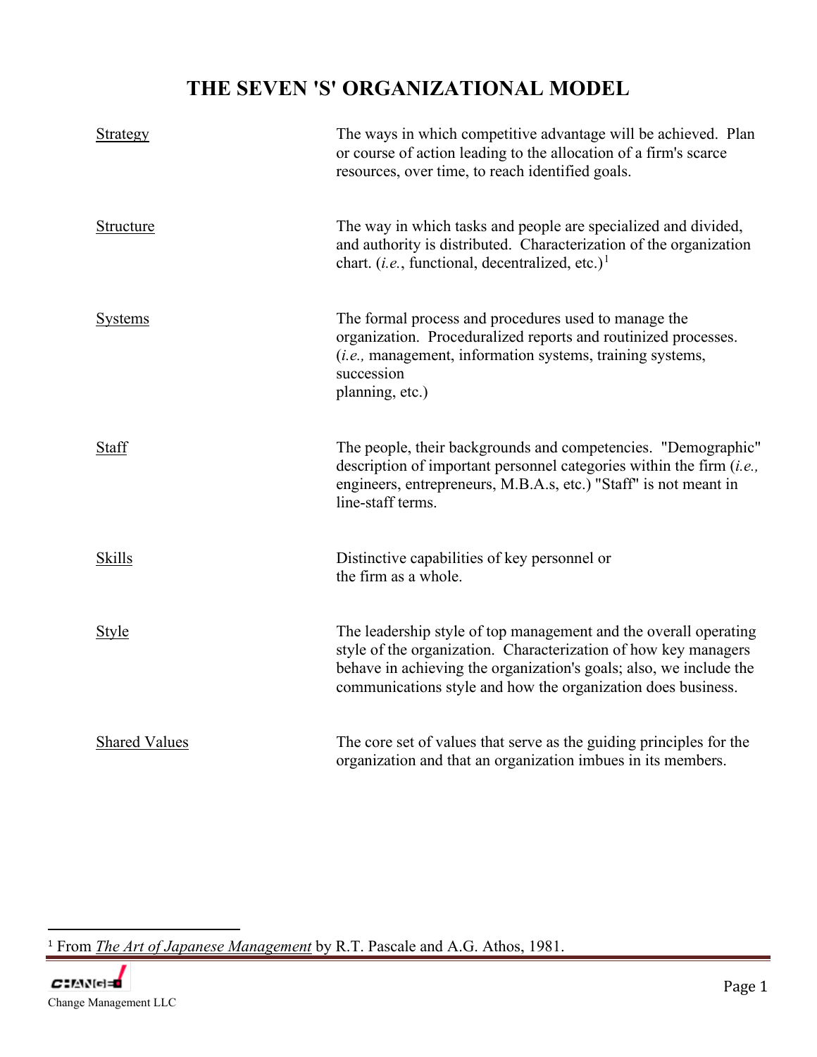# THE SEVEN 'S' ORGANIZATIONAL MODEL

| | |
|---|---|
| Strategy | The ways in which competitive advantage will be achieved. Plan or course of action leading to the allocation of a firm's scarce resources, over time, to reach identified goals. |
| Structure | The way in which tasks and people are specialized and divided, and authority is distributed. Characterization of the organization chart. (*i.e.*, functional, decentralized, etc.)[1] |
| Systems | The formal process and procedures used to manage the organization. Proceduralized reports and routinized processes. (*i.e.,* management, information systems, training systems, succession planning, etc.) |
| Staff | The people, their backgrounds and competencies. "Demographic" description of important personnel categories within the firm (*i.e.,* engineers, entrepreneurs, M.B.A.s, etc.) "Staff" is not meant in line-staff terms. |
| Skills | Distinctive capabilities of key personnel or the firm as a whole. |
| Style | The leadership style of top management and the overall operating style of the organization. Characterization of how key managers behave in achieving the organization's goals; also, we include the communications style and how the organization does business. |
| Shared Values | The core set of values that serve as the guiding principles for the organization and that an organization imbues in its members. |

[1] From *The Art of Japanese Management* by R.T. Pascale and A.G. Athos, 1981.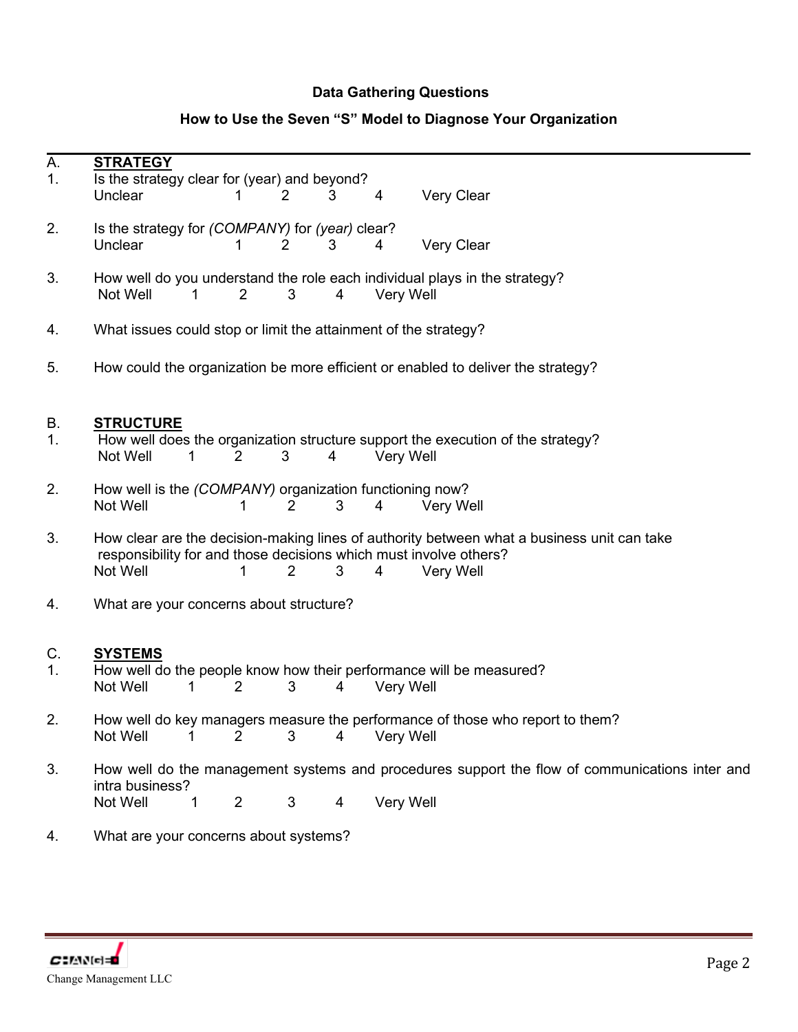**Data Gathering Questions**

**How to Use the Seven "S" Model to Diagnose Your Organization**

---

A. **STRATEGY**

1. Is the strategy clear for (year) and beyond?
   Unclear 1 2 3 4 Very Clear

2. Is the strategy for *(COMPANY)* for *(year)* clear?
   Unclear 1 2 3 4 Very Clear

3. How well do you understand the role each individual plays in the strategy?
   Not Well 1 2 3 4 Very Well

4. What issues could stop or limit the attainment of the strategy?

5. How could the organization be more efficient or enabled to deliver the strategy?

B. **STRUCTURE**

1. How well does the organization structure support the execution of the strategy?
   Not Well 1 2 3 4 Very Well

2. How well is the *(COMPANY)* organization functioning now?
   Not Well 1 2 3 4 Very Well

3. How clear are the decision-making lines of authority between what a business unit can take responsibility for and those decisions which must involve others?
   Not Well 1 2 3 4 Very Well

4. What are your concerns about structure?

C. **SYSTEMS**

1. How well do the people know how their performance will be measured?
   Not Well 1 2 3 4 Very Well

2. How well do key managers measure the performance of those who report to them?
   Not Well 1 2 3 4 Very Well

3. How well do the management systems and procedures support the flow of communications inter and intra business?
   Not Well 1 2 3 4 Very Well

4. What are your concerns about systems?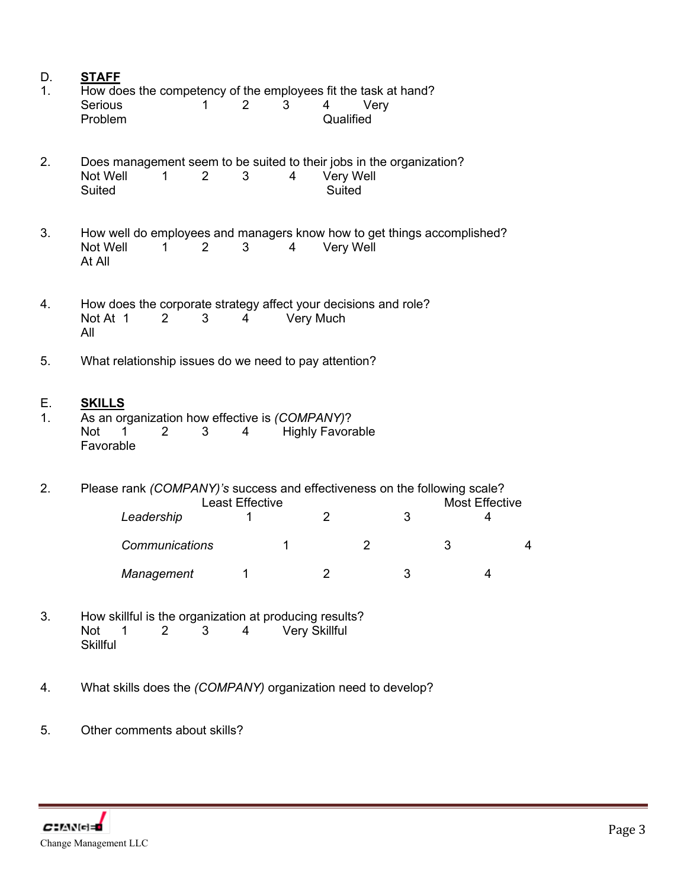## D. STAFF

1. How does the competency of the employees fit the task at hand?

   Serious Problem 1 2 3 4 Very Qualified

2. Does management seem to be suited to their jobs in the organization?

   Not Well Suited 1 2 3 4 Very Well Suited

3. How well do employees and managers know how to get things accomplished?

   Not Well At All 1 2 3 4 Very Well

4. How does the corporate strategy affect your decisions and role?

   Not At All 1 2 3 4 Very Much

5. What relationship issues do we need to pay attention?

## E. SKILLS

1. As an organization how effective is *(COMPANY)*?

   Not Favorable 1 2 3 4 Highly Favorable

2. Please rank *(COMPANY)'s* success and effectiveness on the following scale?

   | | Least Effective | | | Most Effective |
   |---|---|---|---|---|
   | *Leadership* | 1 | 2 | 3 | 4 |
   | *Communications* | 1 | 2 | 3 | 4 |
   | *Management* | 1 | 2 | 3 | 4 |

3. How skillful is the organization at producing results?

   Not Skillful 1 2 3 4 Very Skillful

4. What skills does the *(COMPANY)* organization need to develop?

5. Other comments about skills?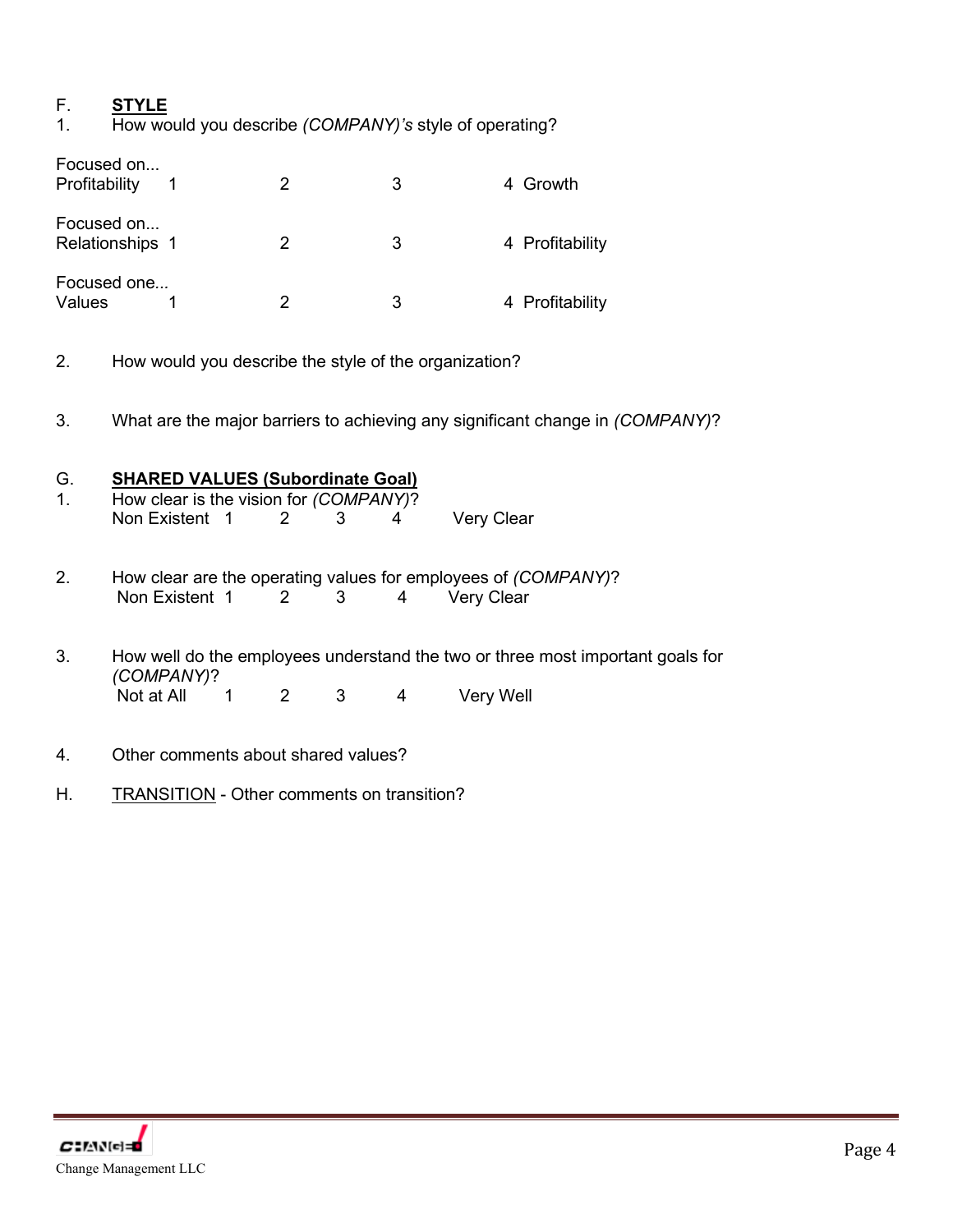F. **STYLE**

1. How would you describe *(COMPANY)'s* style of operating?

Focused on...
Profitability 1 2 3 4 Growth

Focused on...
Relationships 1 2 3 4 Profitability

Focused one...
Values 1 2 3 4 Profitability

2. How would you describe the style of the organization?

3. What are the major barriers to achieving any significant change in *(COMPANY)*?

G. **SHARED VALUES (Subordinate Goal)**

1. How clear is the vision for *(COMPANY)*?
   Non Existent 1 2 3 4 Very Clear

2. How clear are the operating values for employees of *(COMPANY)*?
   Non Existent 1 2 3 4 Very Clear

3. How well do the employees understand the two or three most important goals for *(COMPANY)*?
   Not at All 1 2 3 4 Very Well

4. Other comments about shared values?

H. TRANSITION - Other comments on transition?